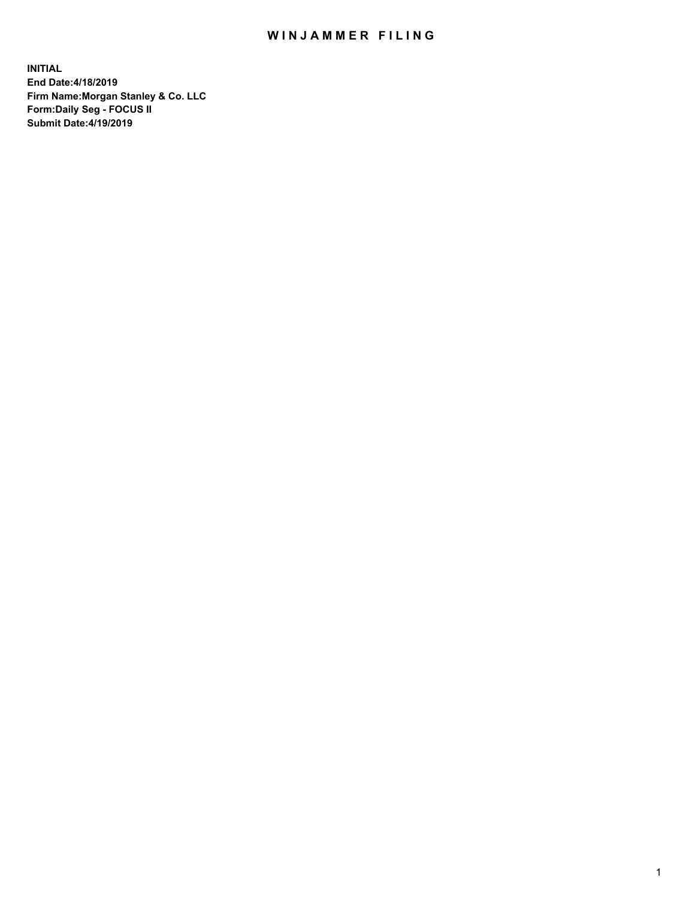# WINJAMMER FILING

**INITIAL**
**End Date:4/18/2019**
**Firm Name:Morgan Stanley & Co. LLC**
**Form:Daily Seg - FOCUS II**
**Submit Date:4/19/2019**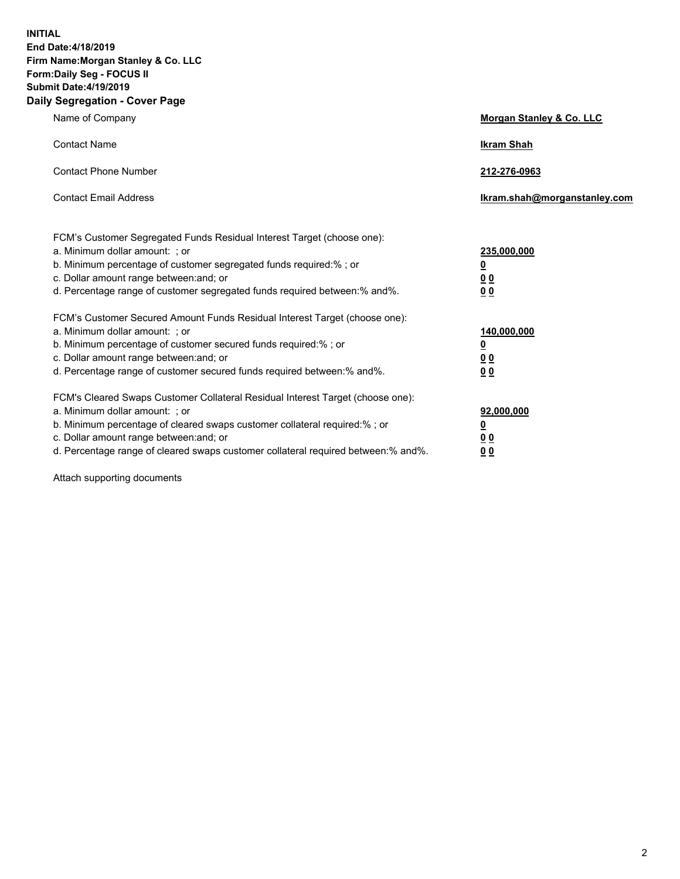**INITIAL**
**End Date:4/18/2019**
**Firm Name:Morgan Stanley & Co. LLC**
**Form:Daily Seg - FOCUS II**
**Submit Date:4/19/2019**
**Daily Segregation - Cover Page**

| | |
|---|---|
| Name of Company | **Morgan Stanley & Co. LLC** |
| Contact Name | **Ikram Shah** |
| Contact Phone Number | **212-276-0963** |
| Contact Email Address | **Ikram.shah@morganstanley.com** |

| | |
|---|---|
| FCM's Customer Segregated Funds Residual Interest Target (choose one): | |
| a. Minimum dollar amount: ; or | **235,000,000** |
| b. Minimum percentage of customer segregated funds required:% ; or | **0** |
| c. Dollar amount range between:and; or | **0 0** |
| d. Percentage range of customer segregated funds required between:% and%. | **0 0** |
| FCM's Customer Secured Amount Funds Residual Interest Target (choose one): | |
| a. Minimum dollar amount: ; or | **140,000,000** |
| b. Minimum percentage of customer secured funds required:% ; or | **0** |
| c. Dollar amount range between:and; or | **0 0** |
| d. Percentage range of customer secured funds required between:% and%. | **0 0** |
| FCM's Cleared Swaps Customer Collateral Residual Interest Target (choose one): | |
| a. Minimum dollar amount: ; or | **92,000,000** |
| b. Minimum percentage of cleared swaps customer collateral required:% ; or | **0** |
| c. Dollar amount range between:and; or | **0 0** |
| d. Percentage range of cleared swaps customer collateral required between:% and%. | **0 0** |

Attach supporting documents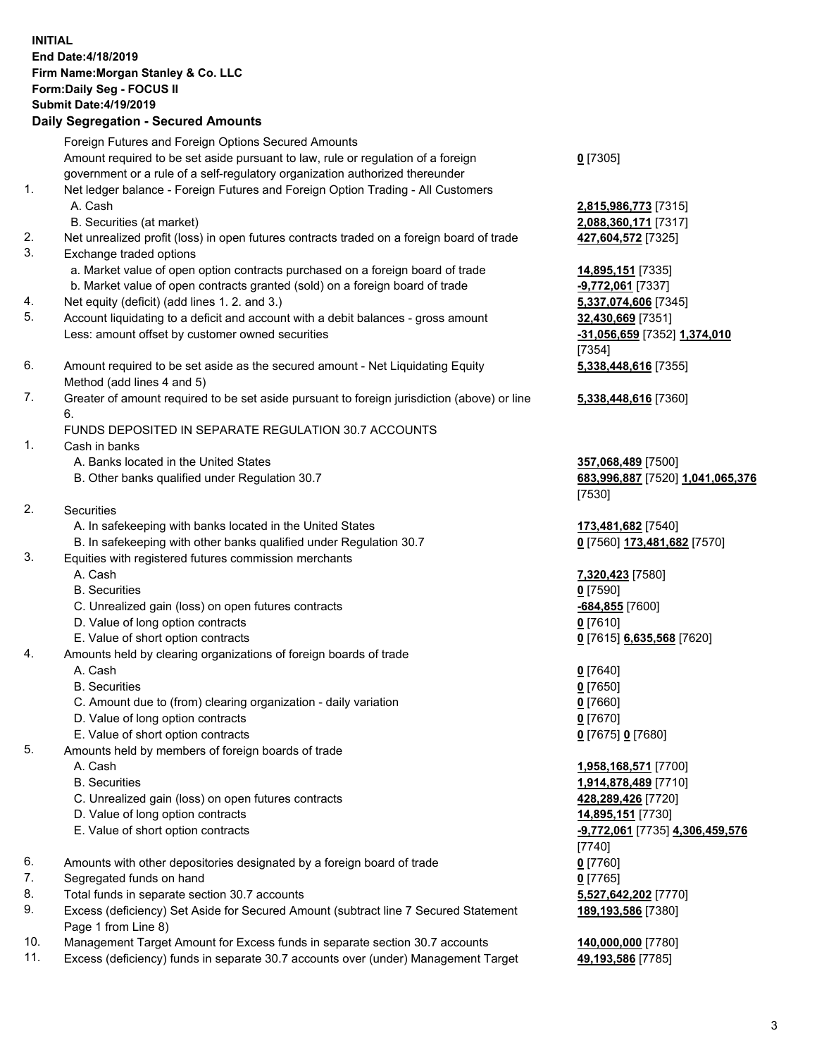**INITIAL**
**End Date:4/18/2019**
**Firm Name:Morgan Stanley & Co. LLC**
**Form:Daily Seg - FOCUS II**
**Submit Date:4/19/2019**

## Daily Segregation - Secured Amounts

| | | |
|---|---|---|
| | Foreign Futures and Foreign Options Secured Amounts | |
| | Amount required to be set aside pursuant to law, rule or regulation of a foreign government or a rule of a self-regulatory organization authorized thereunder | **0** [7305] |
| 1. | Net ledger balance - Foreign Futures and Foreign Option Trading - All Customers | |
| | A. Cash | **2,815,986,773** [7315] |
| | B. Securities (at market) | **2,088,360,171** [7317] |
| 2. | Net unrealized profit (loss) in open futures contracts traded on a foreign board of trade | **427,604,572** [7325] |
| 3. | Exchange traded options | |
| | a. Market value of open option contracts purchased on a foreign board of trade | **14,895,151** [7335] |
| | b. Market value of open contracts granted (sold) on a foreign board of trade | **-9,772,061** [7337] |
| 4. | Net equity (deficit) (add lines 1. 2. and 3.) | **5,337,074,606** [7345] |
| 5. | Account liquidating to a deficit and account with a debit balances - gross amount | **32,430,669** [7351] |
| | Less: amount offset by customer owned securities | **-31,056,659** [7352] **1,374,010** [7354] |
| 6. | Amount required to be set aside as the secured amount - Net Liquidating Equity Method (add lines 4 and 5) | **5,338,448,616** [7355] |
| 7. | Greater of amount required to be set aside pursuant to foreign jurisdiction (above) or line 6. | **5,338,448,616** [7360] |
| | FUNDS DEPOSITED IN SEPARATE REGULATION 30.7 ACCOUNTS | |
| 1. | Cash in banks | |
| | A. Banks located in the United States | **357,068,489** [7500] |
| | B. Other banks qualified under Regulation 30.7 | **683,996,887** [7520] **1,041,065,376** [7530] |
| 2. | Securities | |
| | A. In safekeeping with banks located in the United States | **173,481,682** [7540] |
| | B. In safekeeping with other banks qualified under Regulation 30.7 | **0** [7560] **173,481,682** [7570] |
| 3. | Equities with registered futures commission merchants | |
| | A. Cash | **7,320,423** [7580] |
| | B. Securities | **0** [7590] |
| | C. Unrealized gain (loss) on open futures contracts | **-684,855** [7600] |
| | D. Value of long option contracts | **0** [7610] |
| | E. Value of short option contracts | **0** [7615] **6,635,568** [7620] |
| 4. | Amounts held by clearing organizations of foreign boards of trade | |
| | A. Cash | **0** [7640] |
| | B. Securities | **0** [7650] |
| | C. Amount due to (from) clearing organization - daily variation | **0** [7660] |
| | D. Value of long option contracts | **0** [7670] |
| | E. Value of short option contracts | **0** [7675] **0** [7680] |
| 5. | Amounts held by members of foreign boards of trade | |
| | A. Cash | **1,958,168,571** [7700] |
| | B. Securities | **1,914,878,489** [7710] |
| | C. Unrealized gain (loss) on open futures contracts | **428,289,426** [7720] |
| | D. Value of long option contracts | **14,895,151** [7730] |
| | E. Value of short option contracts | **-9,772,061** [7735] **4,306,459,576** [7740] |
| 6. | Amounts with other depositories designated by a foreign board of trade | **0** [7760] |
| 7. | Segregated funds on hand | **0** [7765] |
| 8. | Total funds in separate section 30.7 accounts | **5,527,642,202** [7770] |
| 9. | Excess (deficiency) Set Aside for Secured Amount (subtract line 7 Secured Statement Page 1 from Line 8) | **189,193,586** [7380] |
| 10. | Management Target Amount for Excess funds in separate section 30.7 accounts | **140,000,000** [7780] |
| 11. | Excess (deficiency) funds in separate 30.7 accounts over (under) Management Target | **49,193,586** [7785] |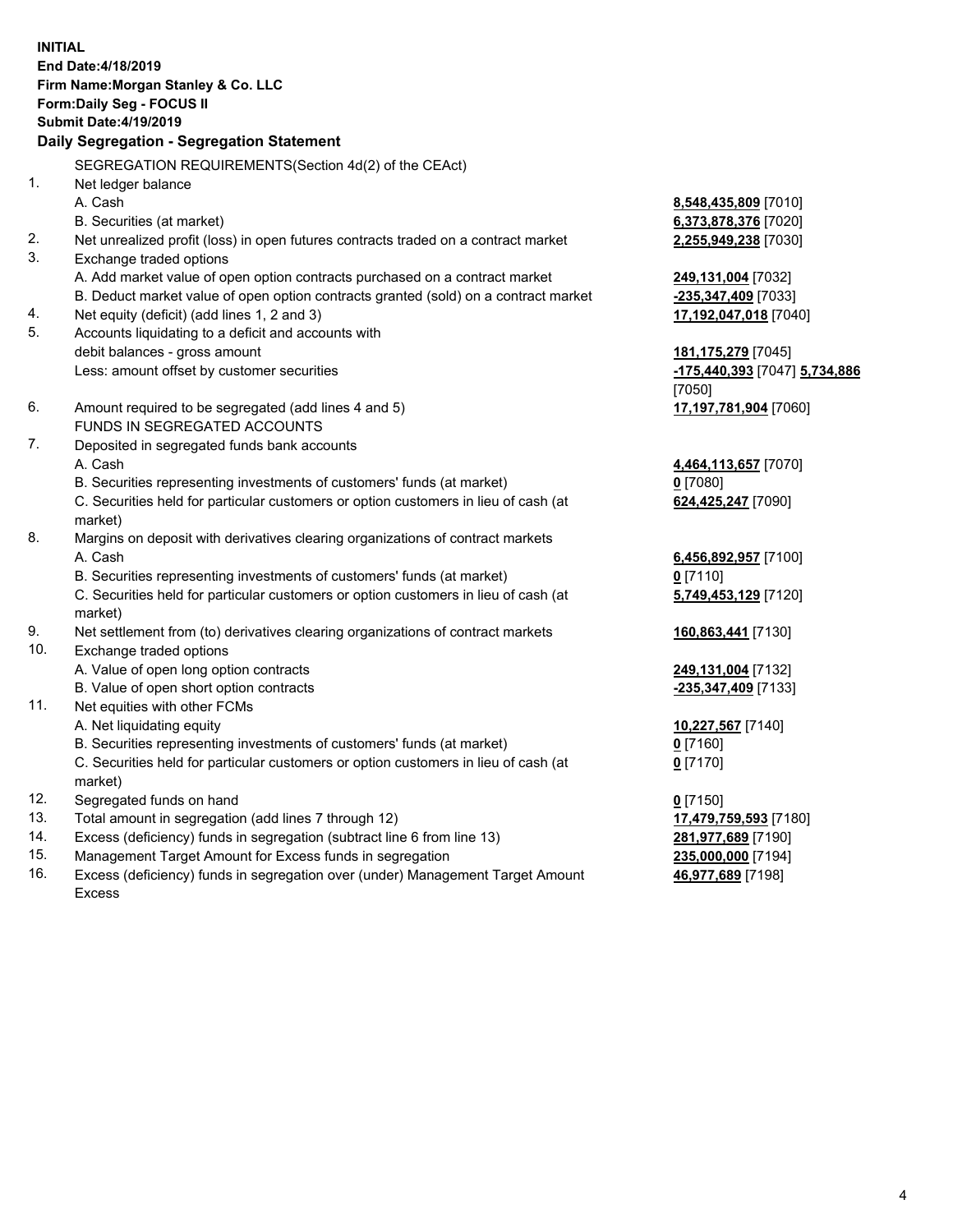**INITIAL**
**End Date:4/18/2019**
**Firm Name:Morgan Stanley & Co. LLC**
**Form:Daily Seg - FOCUS II**
**Submit Date:4/19/2019**
**Daily Segregation - Segregation Statement**

| | SEGREGATION REQUIREMENTS(Section 4d(2) of the CEAct) | |
|---|---|---|
| 1. | Net ledger balance | |
| | A. Cash | **8,548,435,809** [7010] |
| | B. Securities (at market) | **6,373,878,376** [7020] |
| 2. | Net unrealized profit (loss) in open futures contracts traded on a contract market | **2,255,949,238** [7030] |
| 3. | Exchange traded options | |
| | A. Add market value of open option contracts purchased on a contract market | **249,131,004** [7032] |
| | B. Deduct market value of open option contracts granted (sold) on a contract market | **-235,347,409** [7033] |
| 4. | Net equity (deficit) (add lines 1, 2 and 3) | **17,192,047,018** [7040] |
| 5. | Accounts liquidating to a deficit and accounts with debit balances - gross amount | **181,175,279** [7045] |
| | Less: amount offset by customer securities | **-175,440,393** [7047] **5,734,886** [7050] |
| 6. | Amount required to be segregated (add lines 4 and 5) | **17,197,781,904** [7060] |
| | FUNDS IN SEGREGATED ACCOUNTS | |
| 7. | Deposited in segregated funds bank accounts | |
| | A. Cash | **4,464,113,657** [7070] |
| | B. Securities representing investments of customers' funds (at market) | **0** [7080] |
| | C. Securities held for particular customers or option customers in lieu of cash (at market) | **624,425,247** [7090] |
| 8. | Margins on deposit with derivatives clearing organizations of contract markets | |
| | A. Cash | **6,456,892,957** [7100] |
| | B. Securities representing investments of customers' funds (at market) | **0** [7110] |
| | C. Securities held for particular customers or option customers in lieu of cash (at market) | **5,749,453,129** [7120] |
| 9. | Net settlement from (to) derivatives clearing organizations of contract markets | **160,863,441** [7130] |
| 10. | Exchange traded options | |
| | A. Value of open long option contracts | **249,131,004** [7132] |
| | B. Value of open short option contracts | **-235,347,409** [7133] |
| 11. | Net equities with other FCMs | |
| | A. Net liquidating equity | **10,227,567** [7140] |
| | B. Securities representing investments of customers' funds (at market) | **0** [7160] |
| | C. Securities held for particular customers or option customers in lieu of cash (at market) | **0** [7170] |
| 12. | Segregated funds on hand | **0** [7150] |
| 13. | Total amount in segregation (add lines 7 through 12) | **17,479,759,593** [7180] |
| 14. | Excess (deficiency) funds in segregation (subtract line 6 from line 13) | **281,977,689** [7190] |
| 15. | Management Target Amount for Excess funds in segregation | **235,000,000** [7194] |
| 16. | Excess (deficiency) funds in segregation over (under) Management Target Amount Excess | **46,977,689** [7198] |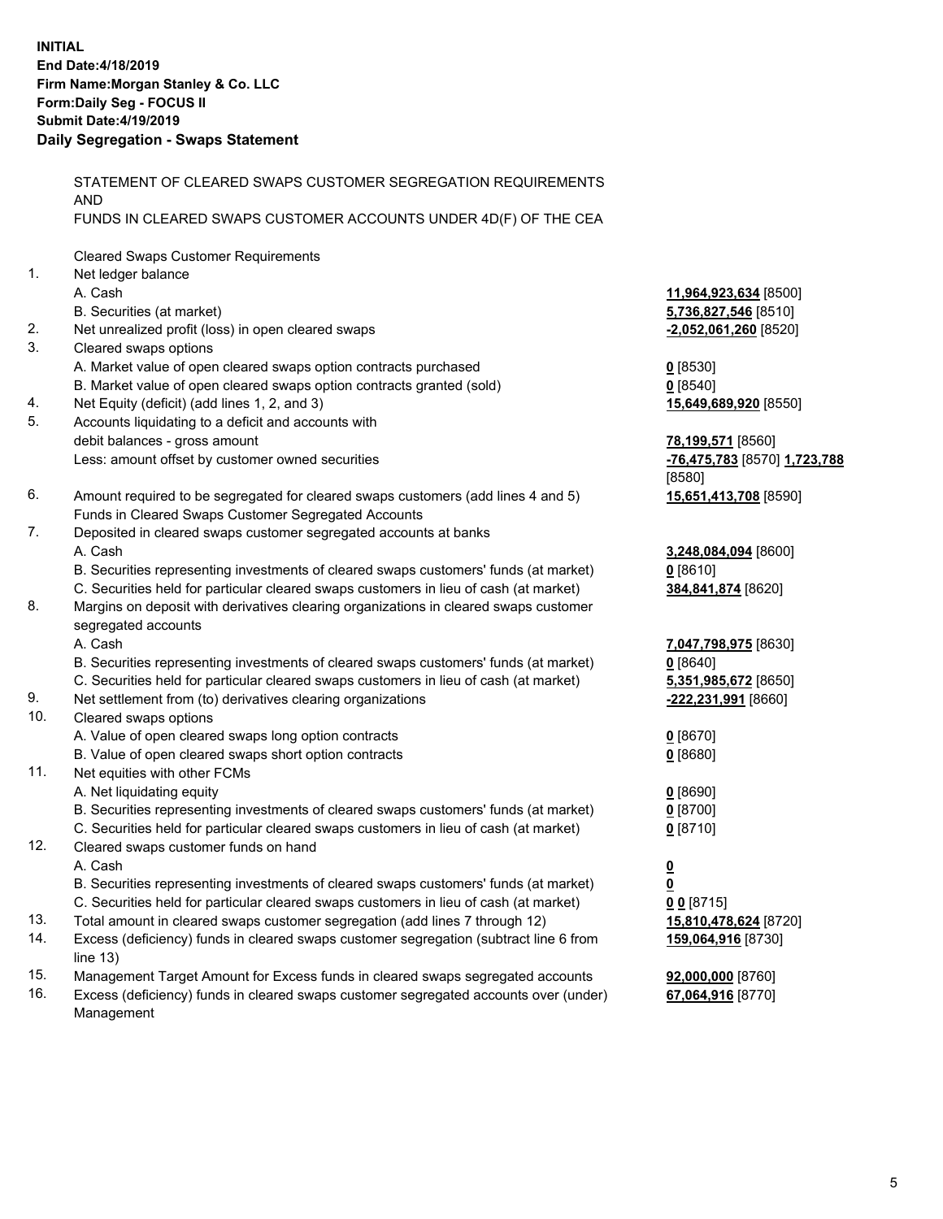**INITIAL**
**End Date:4/18/2019**
**Firm Name:Morgan Stanley & Co. LLC**
**Form:Daily Seg - FOCUS II**
**Submit Date:4/19/2019**
**Daily Segregation - Swaps Statement**

STATEMENT OF CLEARED SWAPS CUSTOMER SEGREGATION REQUIREMENTS AND FUNDS IN CLEARED SWAPS CUSTOMER ACCOUNTS UNDER 4D(F) OF THE CEA

| | | |
|---|---|---|
| | Cleared Swaps Customer Requirements | |
| 1. | Net ledger balance | |
| | A. Cash | **11,964,923,634** [8500] |
| | B. Securities (at market) | **5,736,827,546** [8510] |
| 2. | Net unrealized profit (loss) in open cleared swaps | **-2,052,061,260** [8520] |
| 3. | Cleared swaps options | |
| | A. Market value of open cleared swaps option contracts purchased | **0** [8530] |
| | B. Market value of open cleared swaps option contracts granted (sold) | **0** [8540] |
| 4. | Net Equity (deficit) (add lines 1, 2, and 3) | **15,649,689,920** [8550] |
| 5. | Accounts liquidating to a deficit and accounts with debit balances - gross amount | **78,199,571** [8560] |
| | Less: amount offset by customer owned securities | **-76,475,783** [8570] **1,723,788** [8580] |
| 6. | Amount required to be segregated for cleared swaps customers (add lines 4 and 5) | **15,651,413,708** [8590] |
| | Funds in Cleared Swaps Customer Segregated Accounts | |
| 7. | Deposited in cleared swaps customer segregated accounts at banks | |
| | A. Cash | **3,248,084,094** [8600] |
| | B. Securities representing investments of cleared swaps customers' funds (at market) | **0** [8610] |
| | C. Securities held for particular cleared swaps customers in lieu of cash (at market) | **384,841,874** [8620] |
| 8. | Margins on deposit with derivatives clearing organizations in cleared swaps customer segregated accounts | |
| | A. Cash | **7,047,798,975** [8630] |
| | B. Securities representing investments of cleared swaps customers' funds (at market) | **0** [8640] |
| | C. Securities held for particular cleared swaps customers in lieu of cash (at market) | **5,351,985,672** [8650] |
| 9. | Net settlement from (to) derivatives clearing organizations | **-222,231,991** [8660] |
| 10. | Cleared swaps options | |
| | A. Value of open cleared swaps long option contracts | **0** [8670] |
| | B. Value of open cleared swaps short option contracts | **0** [8680] |
| 11. | Net equities with other FCMs | |
| | A. Net liquidating equity | **0** [8690] |
| | B. Securities representing investments of cleared swaps customers' funds (at market) | **0** [8700] |
| | C. Securities held for particular cleared swaps customers in lieu of cash (at market) | **0** [8710] |
| 12. | Cleared swaps customer funds on hand | |
| | A. Cash | **0** |
| | B. Securities representing investments of cleared swaps customers' funds (at market) | **0** |
| | C. Securities held for particular cleared swaps customers in lieu of cash (at market) | **0** **0** [8715] |
| 13. | Total amount in cleared swaps customer segregation (add lines 7 through 12) | **15,810,478,624** [8720] |
| 14. | Excess (deficiency) funds in cleared swaps customer segregation (subtract line 6 from line 13) | **159,064,916** [8730] |
| 15. | Management Target Amount for Excess funds in cleared swaps segregated accounts | **92,000,000** [8760] |
| 16. | Excess (deficiency) funds in cleared swaps customer segregated accounts over (under) Management | **67,064,916** [8770] |